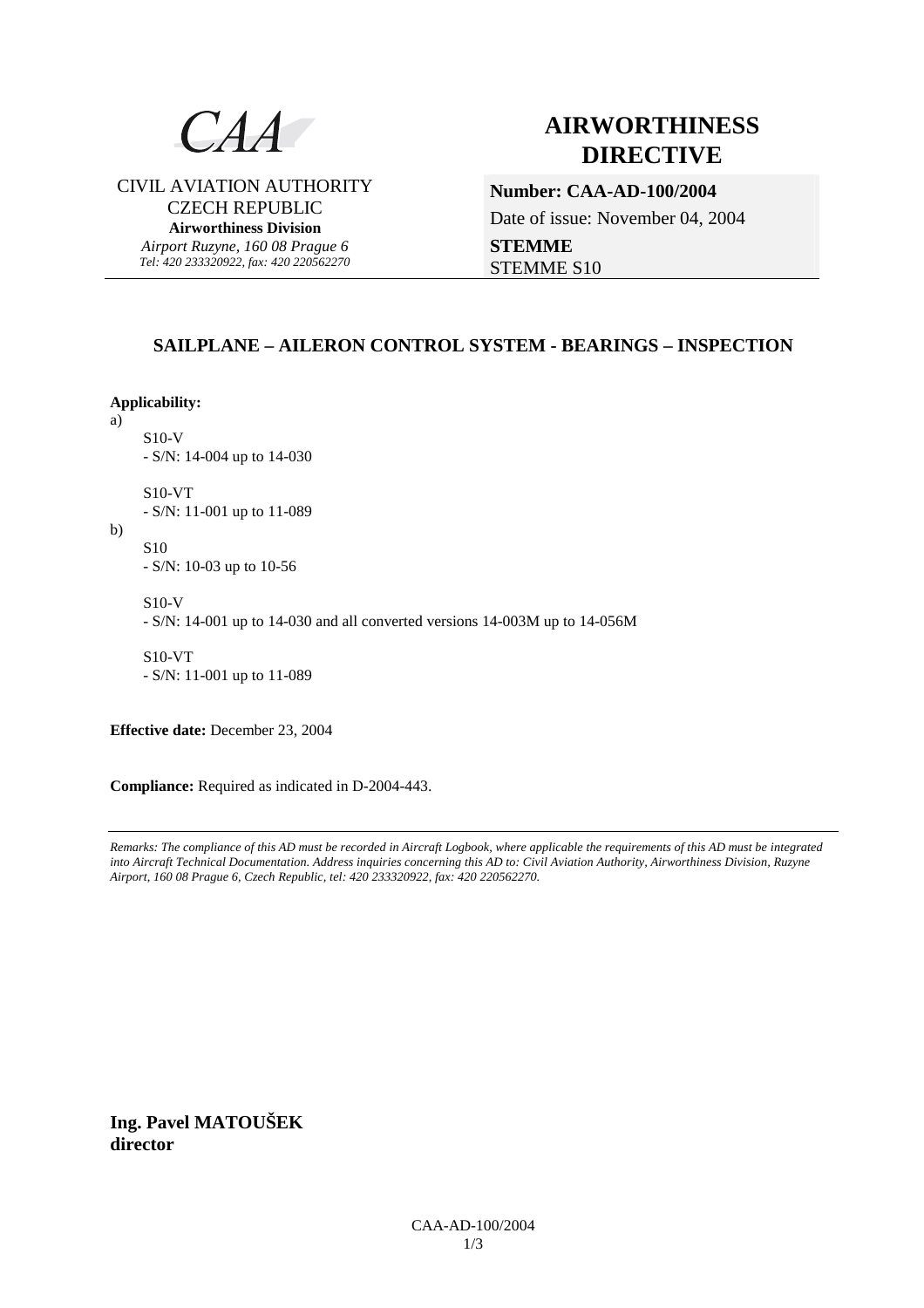CAA

CIVIL AVIATION AUTHORITY
CZECH REPUBLIC
**Airworthiness Division**
*Airport Ruzyne, 160 08 Prague 6*
*Tel: 420 233320922, fax: 420 220562270*

# AIRWORTHINESS DIRECTIVE

**Number: CAA-AD-100/2004**

Date of issue: November 04, 2004

**STEMME**
STEMME S10

## SAILPLANE – AILERON CONTROL SYSTEM - BEARINGS – INSPECTION

**Applicability:**

a)

S10-V
- S/N: 14-004 up to 14-030

S10-VT
- S/N: 11-001 up to 11-089

b)

S10
- S/N: 10-03 up to 10-56

S10-V
- S/N: 14-001 up to 14-030 and all converted versions 14-003M up to 14-056M

S10-VT
- S/N: 11-001 up to 11-089

**Effective date:** December 23, 2004

**Compliance:** Required as indicated in D-2004-443.

---

*Remarks: The compliance of this AD must be recorded in Aircraft Logbook, where applicable the requirements of this AD must be integrated into Aircraft Technical Documentation. Address inquiries concerning this AD to: Civil Aviation Authority, Airworthiness Division, Ruzyne Airport, 160 08 Prague 6, Czech Republic, tel: 420 233320922, fax: 420 220562270.*

**Ing. Pavel MATOUŠEK**
**director**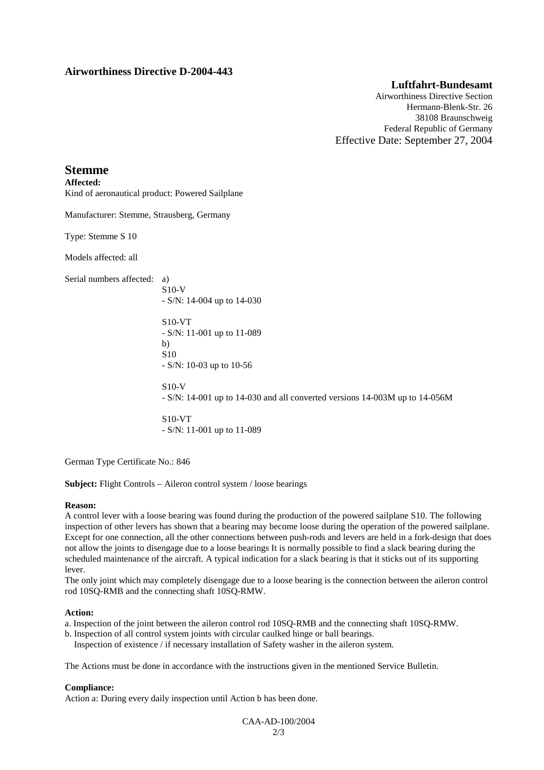## Airworthiness Directive D-2004-443

**Luftfahrt-Bundesamt**
Airworthiness Directive Section
Hermann-Blenk-Str. 26
38108 Braunschweig
Federal Republic of Germany
Effective Date: September 27, 2004

# Stemme

**Affected:**
Kind of aeronautical product: Powered Sailplane

Manufacturer: Stemme, Strausberg, Germany

Type: Stemme S 10

Models affected: all

Serial numbers affected:

a)
S10-V
- S/N: 14-004 up to 14-030

S10-VT
- S/N: 11-001 up to 11-089

b)
S10
- S/N: 10-03 up to 10-56

S10-V
- S/N: 14-001 up to 14-030 and all converted versions 14-003M up to 14-056M

S10-VT
- S/N: 11-001 up to 11-089

German Type Certificate No.: 846

**Subject:** Flight Controls – Aileron control system / loose bearings

**Reason:**
A control lever with a loose bearing was found during the production of the powered sailplane S10. The following inspection of other levers has shown that a bearing may become loose during the operation of the powered sailplane. Except for one connection, all the other connections between push-rods and levers are held in a fork-design that does not allow the joints to disengage due to a loose bearings It is normally possible to find a slack bearing during the scheduled maintenance of the aircraft. A typical indication for a slack bearing is that it sticks out of its supporting lever.
The only joint which may completely disengage due to a loose bearing is the connection between the aileron control rod 10SQ-RMB and the connecting shaft 10SQ-RMW.

**Action:**
a. Inspection of the joint between the aileron control rod 10SQ-RMB and the connecting shaft 10SQ-RMW.
b. Inspection of all control system joints with circular caulked hinge or ball bearings.
   Inspection of existence / if necessary installation of Safety washer in the aileron system.

The Actions must be done in accordance with the instructions given in the mentioned Service Bulletin.

**Compliance:**
Action a: During every daily inspection until Action b has been done.

CAA-AD-100/2004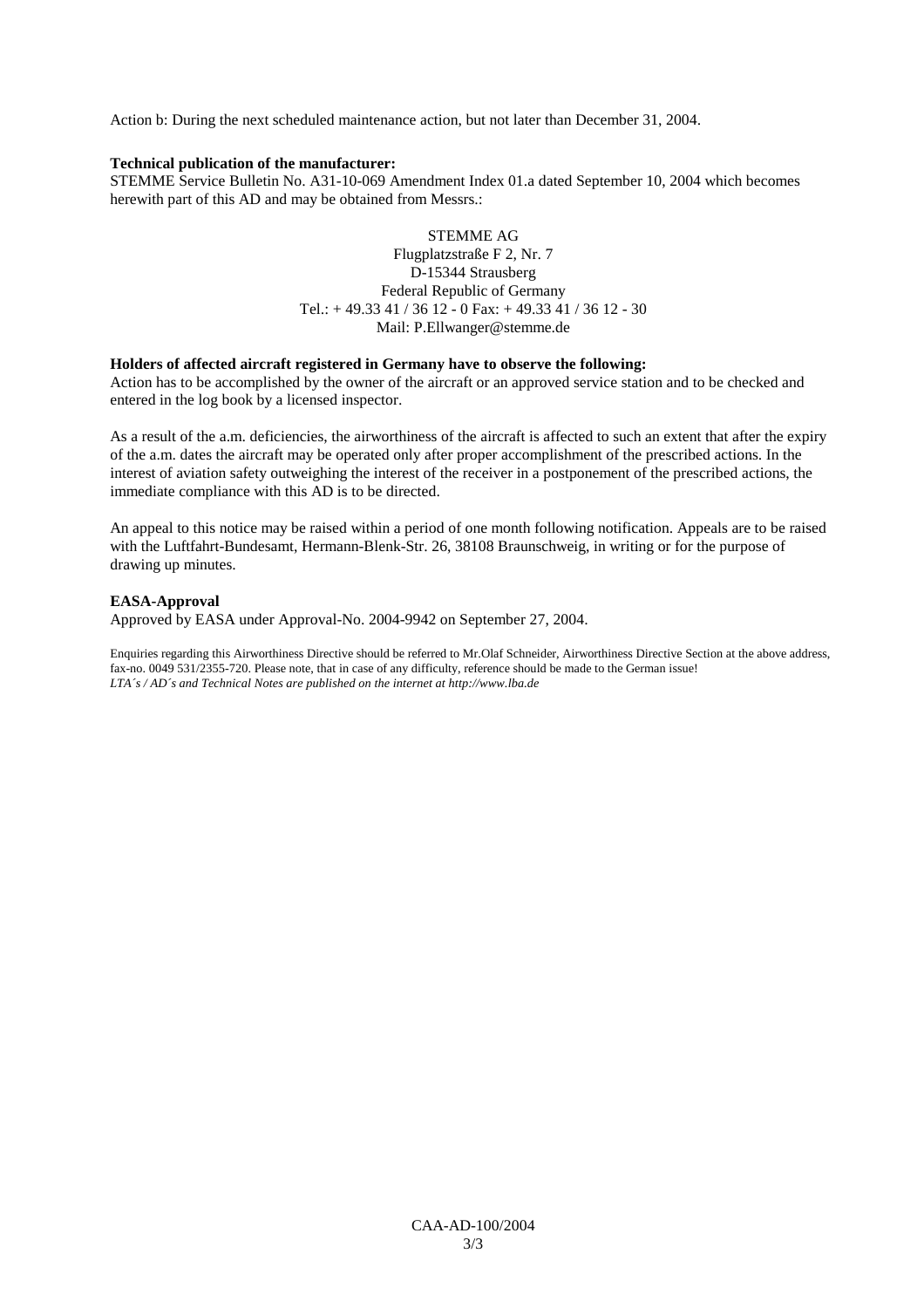Action b: During the next scheduled maintenance action, but not later than December 31, 2004.

**Technical publication of the manufacturer:**
STEMME Service Bulletin No. A31-10-069 Amendment Index 01.a dated September 10, 2004 which becomes herewith part of this AD and may be obtained from Messrs.:

STEMME AG
Flugplatzstraße F 2, Nr. 7
D-15344 Strausberg
Federal Republic of Germany
Tel.: + 49.33 41 / 36 12 - 0 Fax: + 49.33 41 / 36 12 - 30
Mail: P.Ellwanger@stemme.de

**Holders of affected aircraft registered in Germany have to observe the following:**
Action has to be accomplished by the owner of the aircraft or an approved service station and to be checked and entered in the log book by a licensed inspector.

As a result of the a.m. deficiencies, the airworthiness of the aircraft is affected to such an extent that after the expiry of the a.m. dates the aircraft may be operated only after proper accomplishment of the prescribed actions. In the interest of aviation safety outweighing the interest of the receiver in a postponement of the prescribed actions, the immediate compliance with this AD is to be directed.

An appeal to this notice may be raised within a period of one month following notification. Appeals are to be raised with the Luftfahrt-Bundesamt, Hermann-Blenk-Str. 26, 38108 Braunschweig, in writing or for the purpose of drawing up minutes.

**EASA-Approval**
Approved by EASA under Approval-No. 2004-9942 on September 27, 2004.

Enquiries regarding this Airworthiness Directive should be referred to Mr.Olaf Schneider, Airworthiness Directive Section at the above address, fax-no. 0049 531/2355-720. Please note, that in case of any difficulty, reference should be made to the German issue!
*LTA´s / AD´s and Technical Notes are published on the internet at http://www.lba.de*

CAA-AD-100/2004